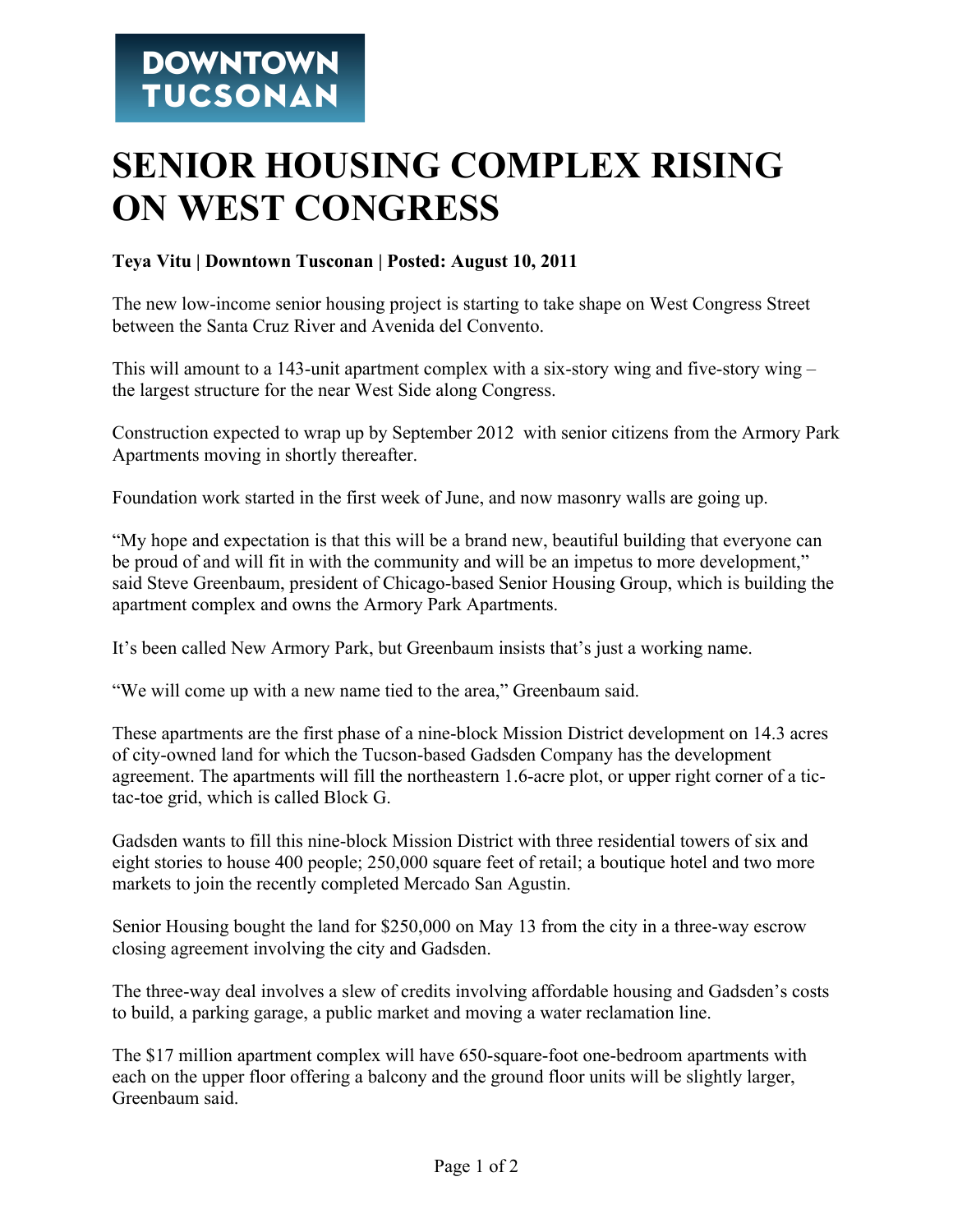DOWNTOWN TUCSONAN

# SENIOR HOUSING COMPLEX RISING ON WEST CONGRESS

**Teya Vitu | Downtown Tusconan | Posted: August 10, 2011**

The new low-income senior housing project is starting to take shape on West Congress Street between the Santa Cruz River and Avenida del Convento.

This will amount to a 143-unit apartment complex with a six-story wing and five-story wing – the largest structure for the near West Side along Congress.

Construction expected to wrap up by September 2012 with senior citizens from the Armory Park Apartments moving in shortly thereafter.

Foundation work started in the first week of June, and now masonry walls are going up.

"My hope and expectation is that this will be a brand new, beautiful building that everyone can be proud of and will fit in with the community and will be an impetus to more development," said Steve Greenbaum, president of Chicago-based Senior Housing Group, which is building the apartment complex and owns the Armory Park Apartments.

It's been called New Armory Park, but Greenbaum insists that's just a working name.

"We will come up with a new name tied to the area," Greenbaum said.

These apartments are the first phase of a nine-block Mission District development on 14.3 acres of city-owned land for which the Tucson-based Gadsden Company has the development agreement. The apartments will fill the northeastern 1.6-acre plot, or upper right corner of a tic-tac-toe grid, which is called Block G.

Gadsden wants to fill this nine-block Mission District with three residential towers of six and eight stories to house 400 people; 250,000 square feet of retail; a boutique hotel and two more markets to join the recently completed Mercado San Agustin.

Senior Housing bought the land for $250,000 on May 13 from the city in a three-way escrow closing agreement involving the city and Gadsden.

The three-way deal involves a slew of credits involving affordable housing and Gadsden's costs to build, a parking garage, a public market and moving a water reclamation line.

The $17 million apartment complex will have 650-square-foot one-bedroom apartments with each on the upper floor offering a balcony and the ground floor units will be slightly larger, Greenbaum said.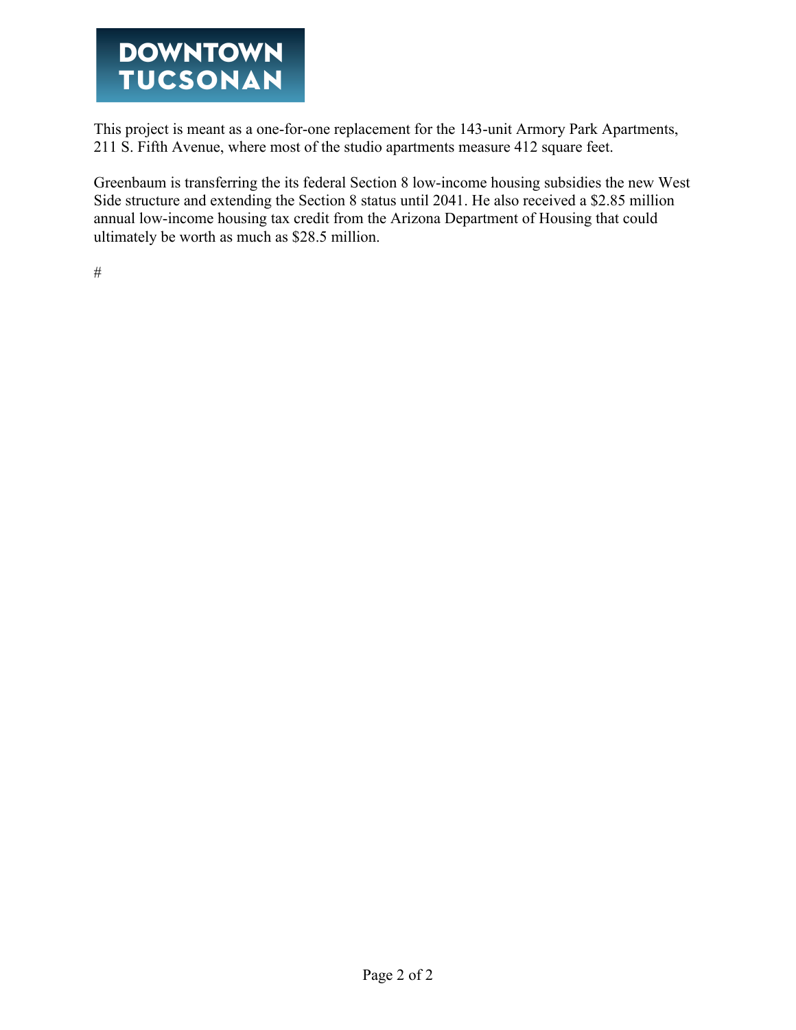This project is meant as a one-for-one replacement for the 143-unit Armory Park Apartments, 211 S. Fifth Avenue, where most of the studio apartments measure 412 square feet.

Greenbaum is transferring the its federal Section 8 low-income housing subsidies the new West Side structure and extending the Section 8 status until 2041. He also received a $2.85 million annual low-income housing tax credit from the Arizona Department of Housing that could ultimately be worth as much as $28.5 million.

#